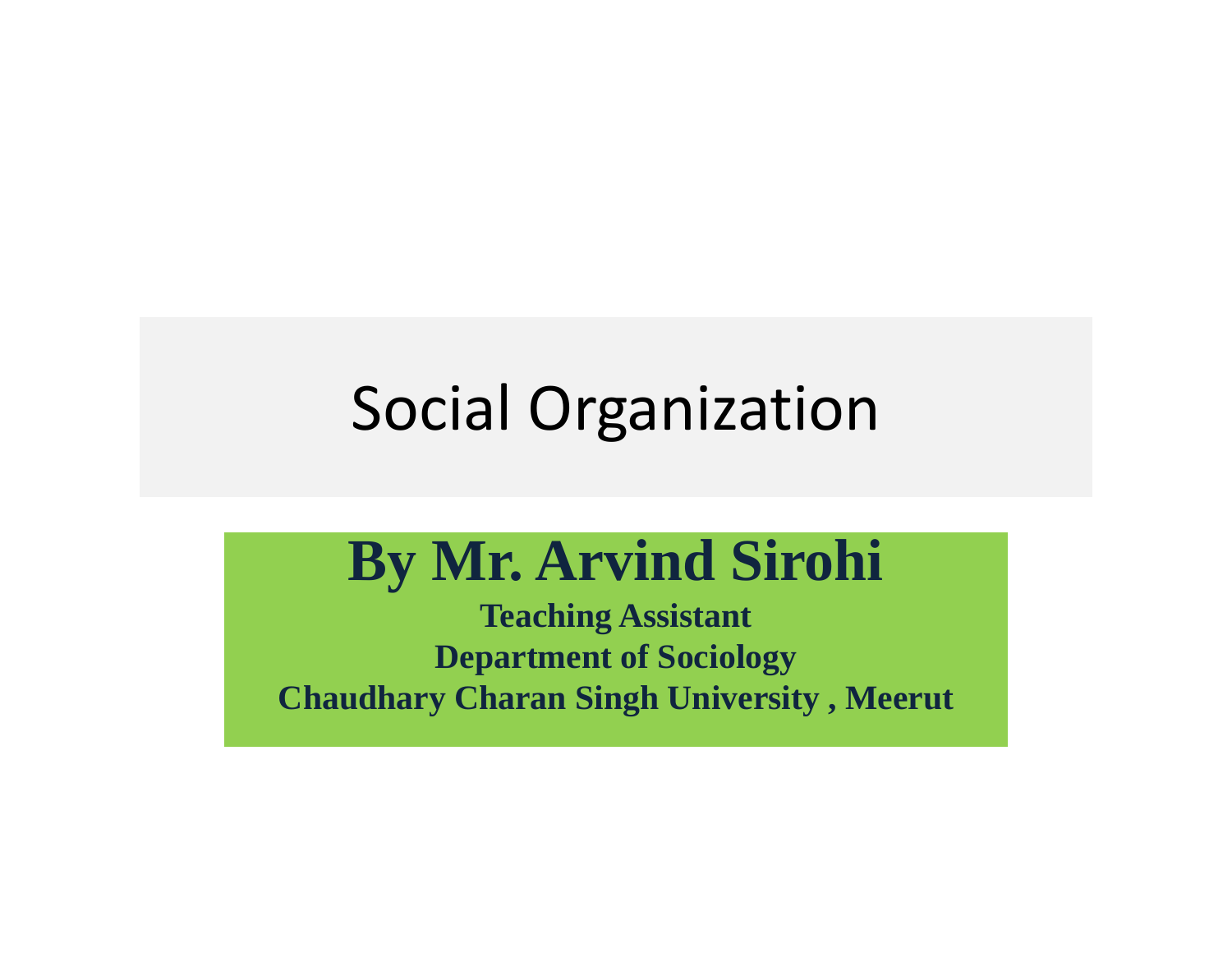# Social Organization

## By Mr. Arvind Sirohi

**Teaching Assistant**

**Department of Sociology**

**Chaudhary Charan Singh University , Meerut**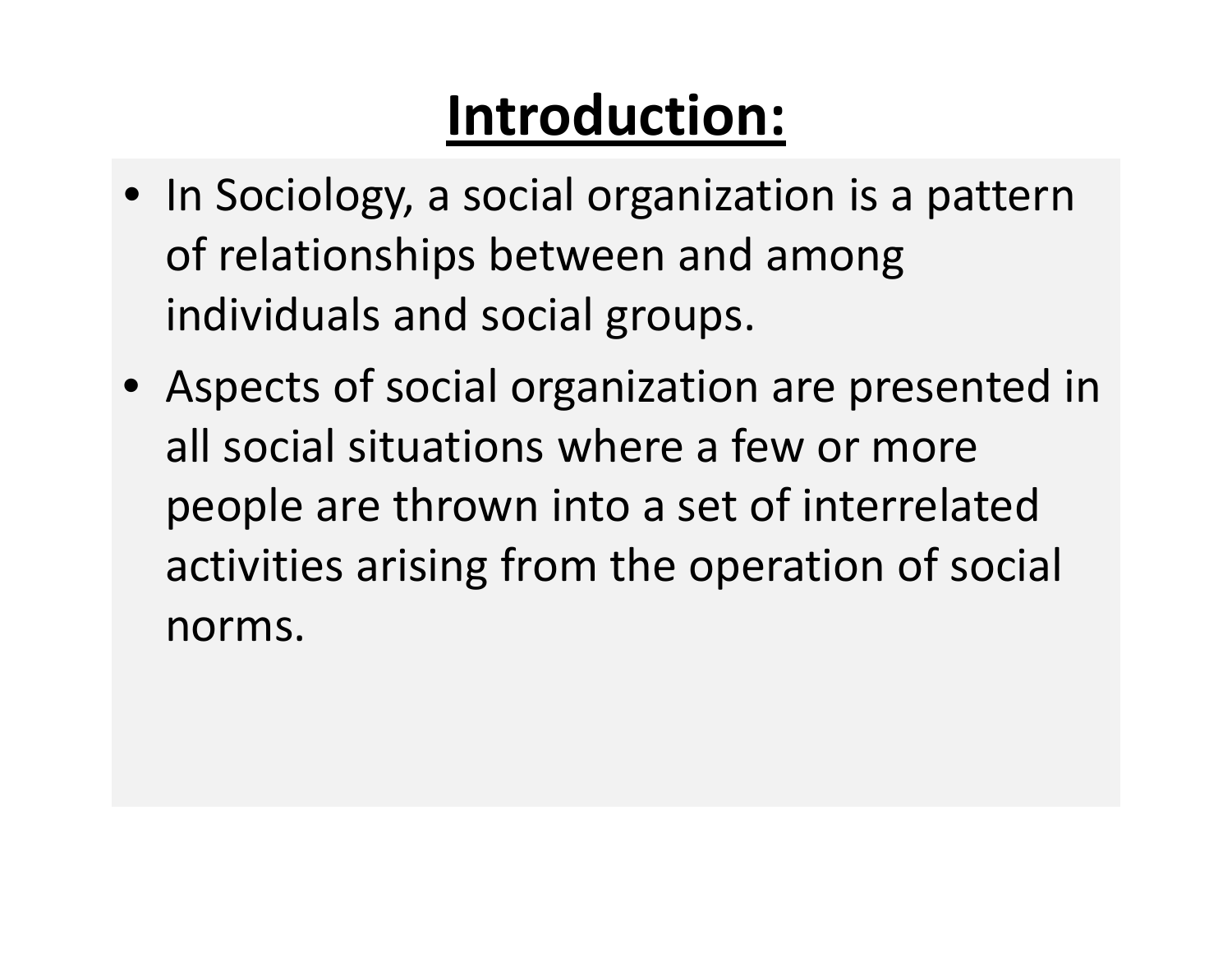# Introduction:

- In Sociology, a social organization is a pattern of relationships between and among individuals and social groups.
- Aspects of social organization are presented in all social situations where a few or more people are thrown into a set of interrelated activities arising from the operation of social norms.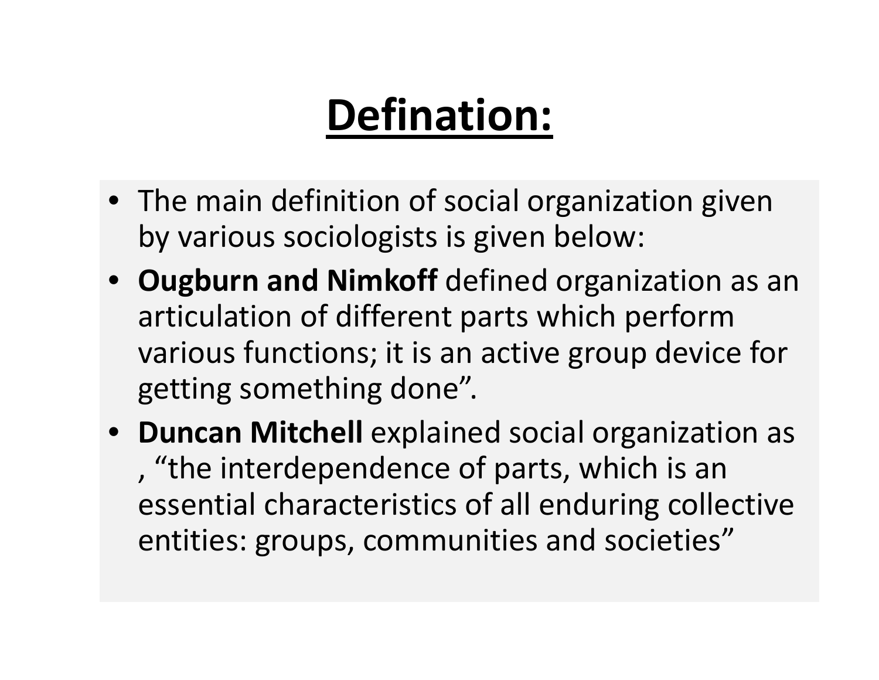# Defination:

- The main definition of social organization given by various sociologists is given below:
- **Ougburn and Nimkoff** defined organization as an articulation of different parts which perform various functions; it is an active group device for getting something done".
- **Duncan Mitchell** explained social organization as , "the interdependence of parts, which is an essential characteristics of all enduring collective entities: groups, communities and societies"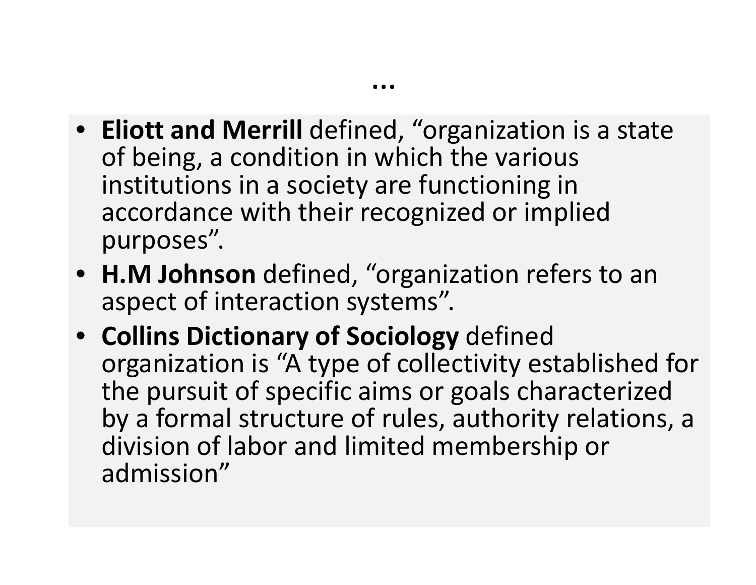# ...

- **Eliott and Merrill** defined, "organization is a state of being, a condition in which the various institutions in a society are functioning in accordance with their recognized or implied purposes".
- **H.M Johnson** defined, "organization refers to an aspect of interaction systems".
- **Collins Dictionary of Sociology** defined organization is "A type of collectivity established for the pursuit of specific aims or goals characterized by a formal structure of rules, authority relations, a division of labor and limited membership or admission"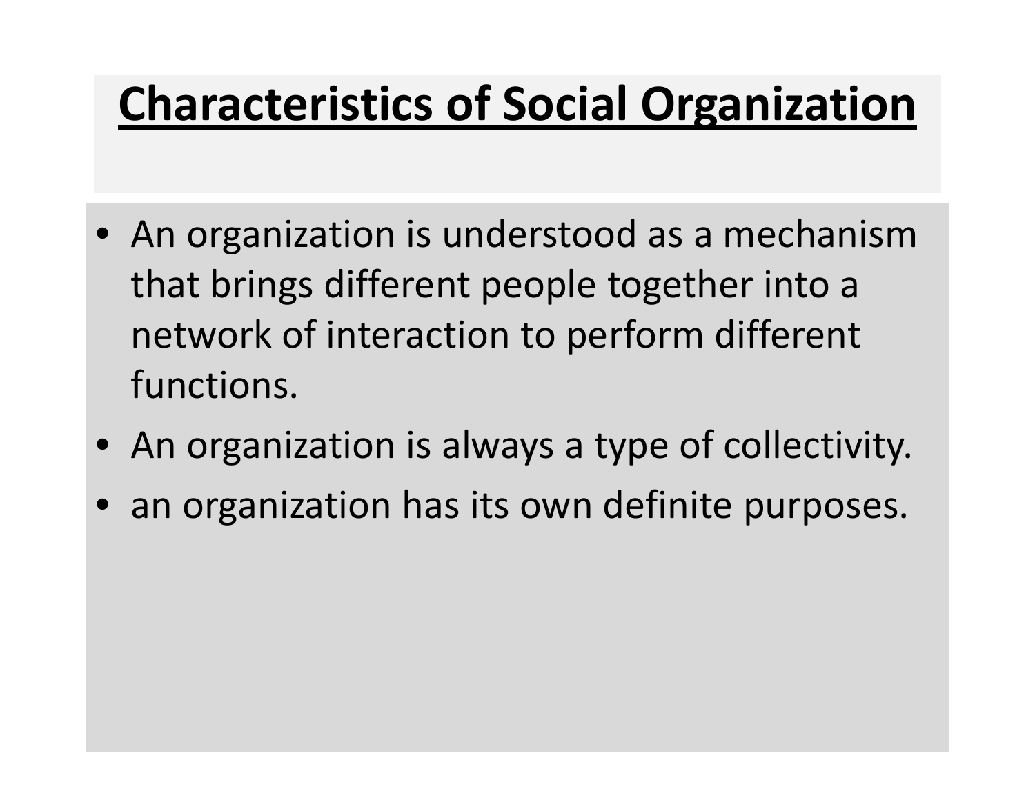# Characteristics of Social Organization

- An organization is understood as a mechanism that brings different people together into a network of interaction to perform different functions.
- An organization is always a type of collectivity.
- an organization has its own definite purposes.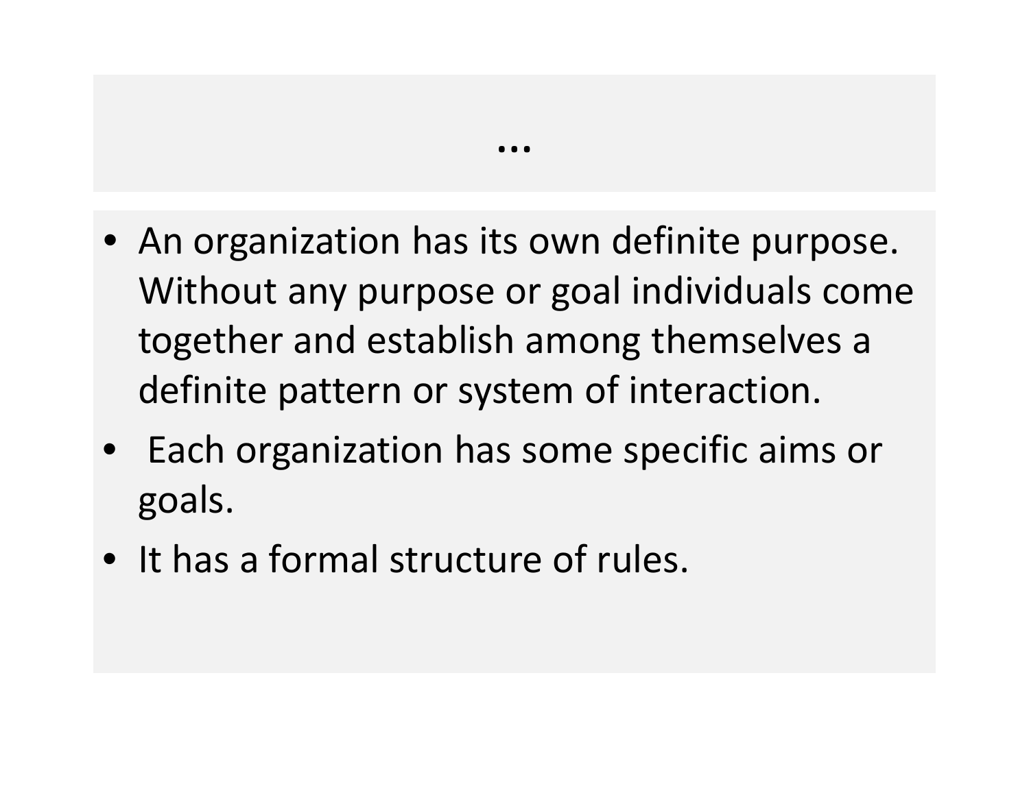# ...

- An organization has its own definite purpose. Without any purpose or goal individuals come together and establish among themselves a definite pattern or system of interaction.
- Each organization has some specific aims or goals.
- It has a formal structure of rules.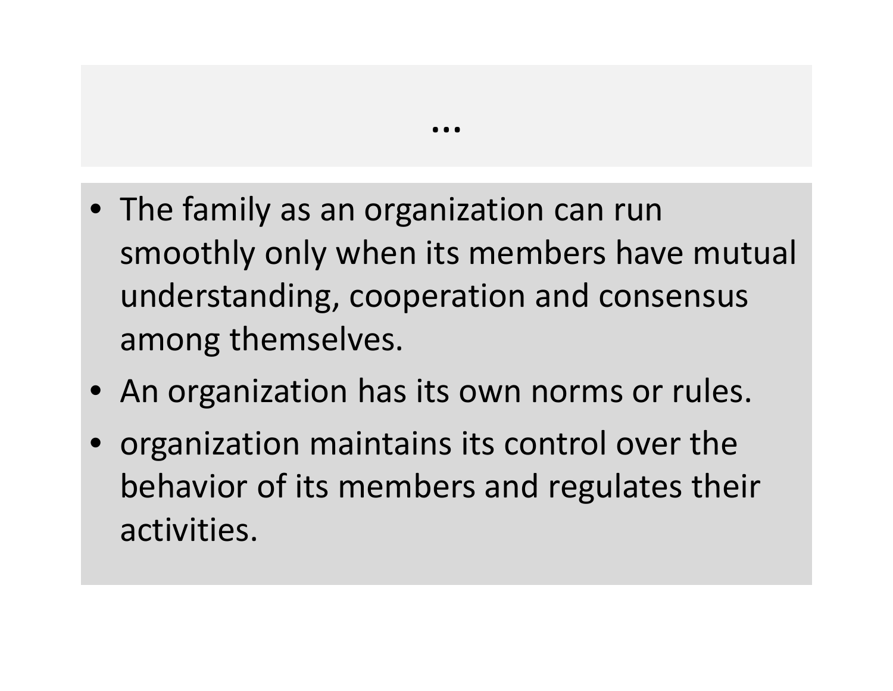# …

- The family as an organization can run smoothly only when its members have mutual understanding, cooperation and consensus among themselves.
- An organization has its own norms or rules.
- organization maintains its control over the behavior of its members and regulates their activities.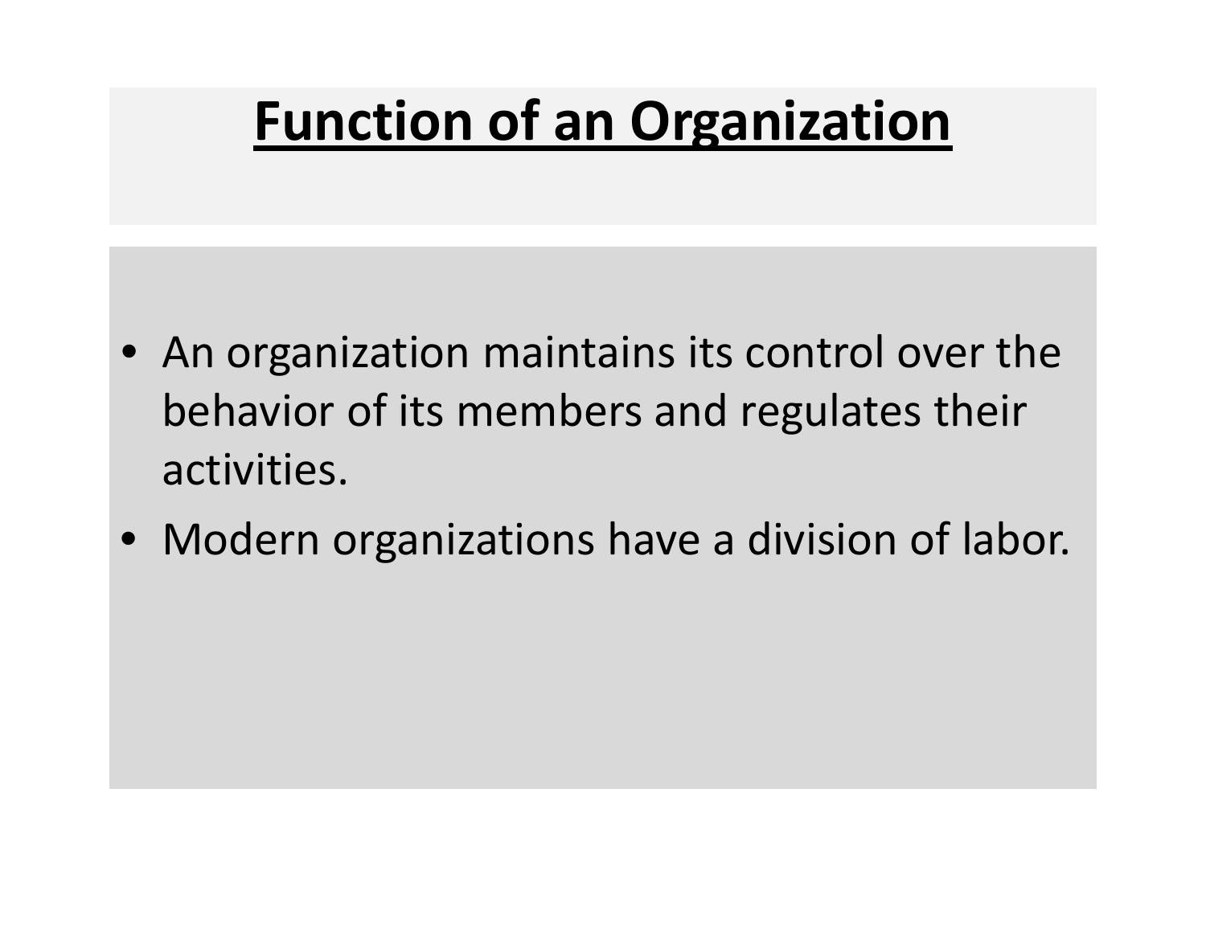# Function of an Organization

- An organization maintains its control over the behavior of its members and regulates their activities.
- Modern organizations have a division of labor.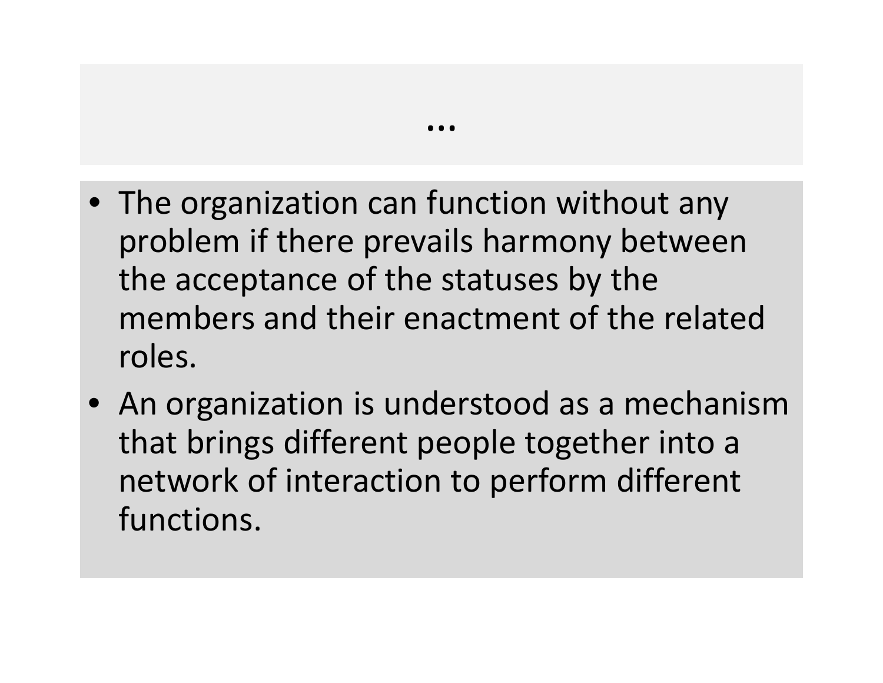# …

- The organization can function without any problem if there prevails harmony between the acceptance of the statuses by the members and their enactment of the related roles.
- An organization is understood as a mechanism that brings different people together into a network of interaction to perform different functions.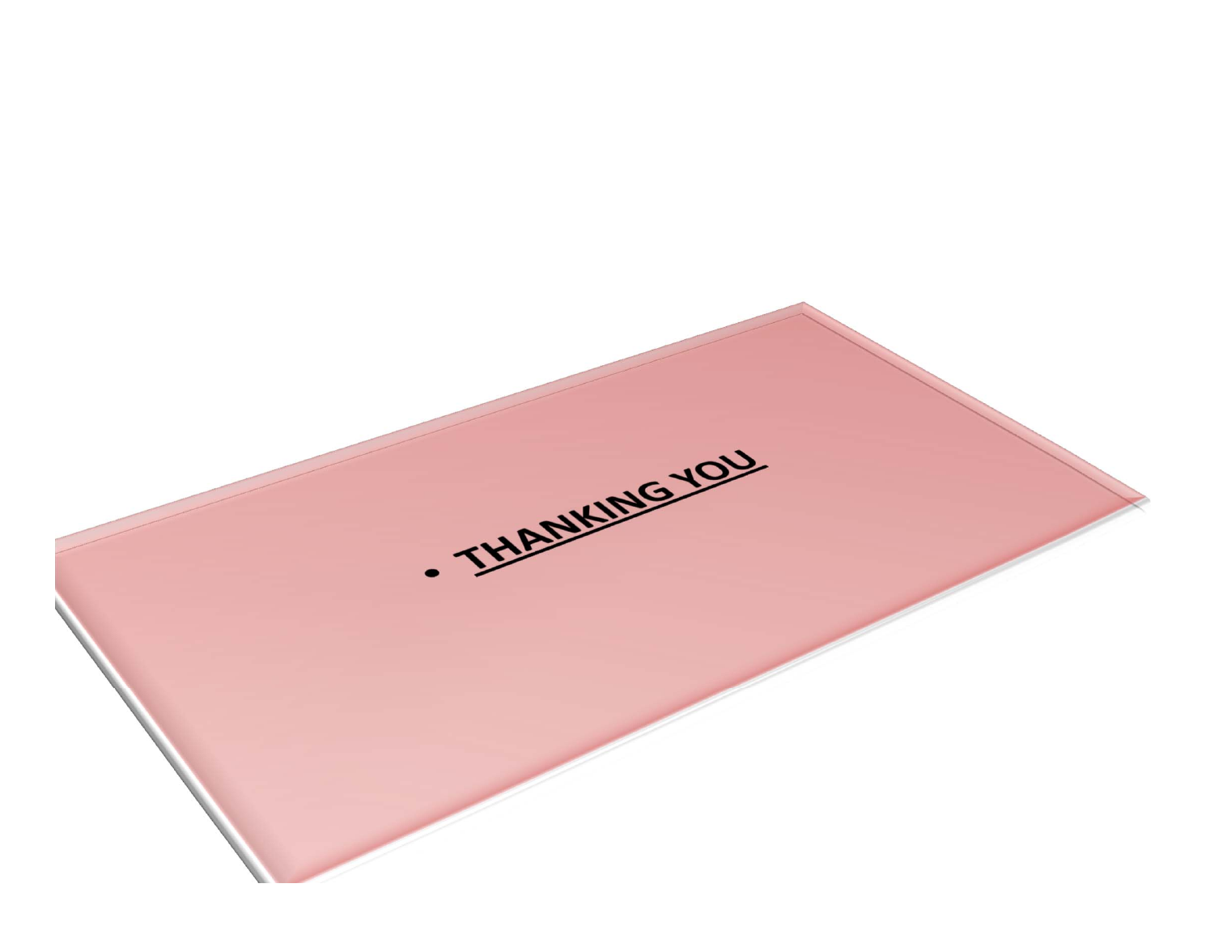- **THANKING YOU**